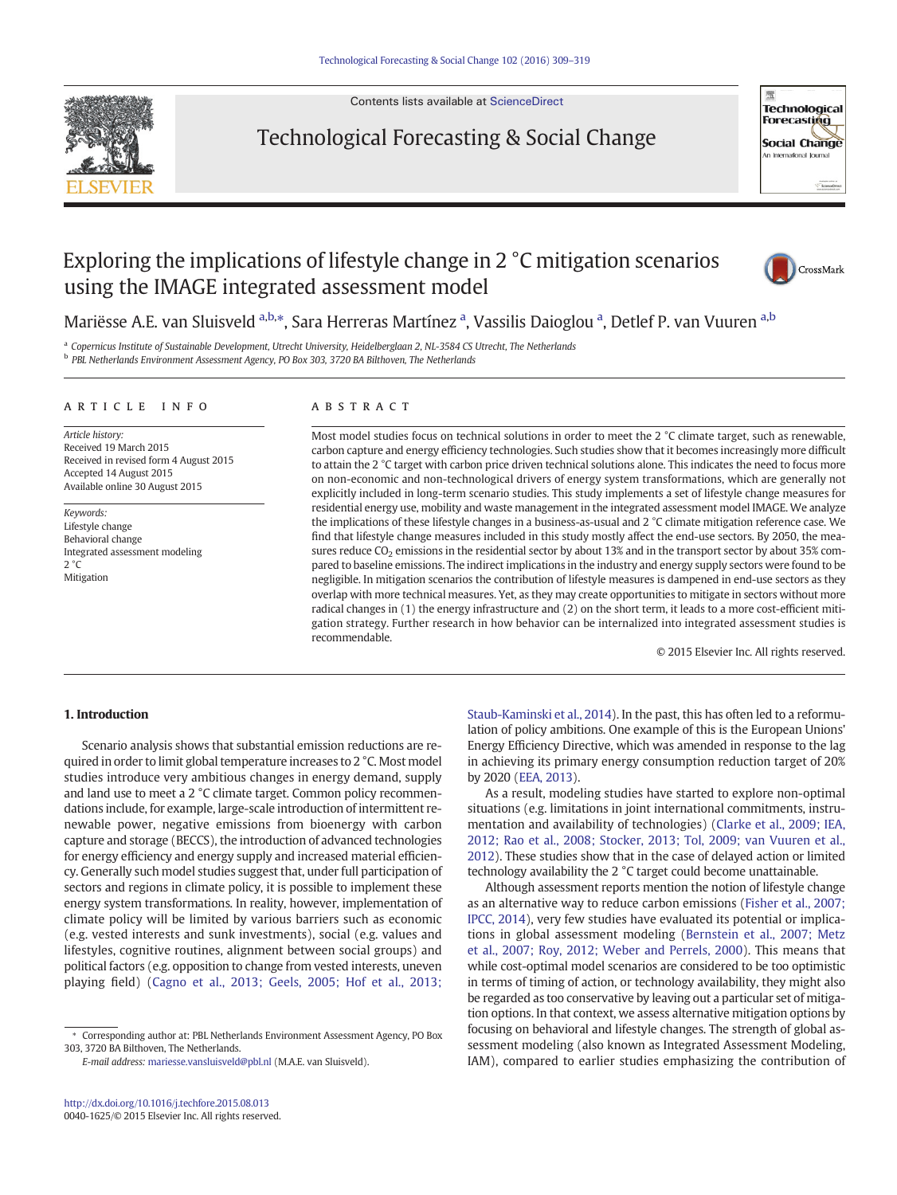# Exploring the implications of lifestyle change in 2 °C mitigation scenarios using the IMAGE integrated assessment model

Mariësse A.E. van Sluisveld [a,b,*], Sara Herreras Martínez [a], Vassilis Daioglou [a], Detlef P. van Vuuren [a,b]

[a] Copernicus Institute of Sustainable Development, Utrecht University, Heidelberglaan 2, NL-3584 CS Utrecht, The Netherlands

[b] PBL Netherlands Environment Assessment Agency, PO Box 303, 3720 BA Bilthoven, The Netherlands

## ARTICLE INFO

*Article history:*
Received 19 March 2015
Received in revised form 4 August 2015
Accepted 14 August 2015
Available online 30 August 2015

*Keywords:*
Lifestyle change
Behavioral change
Integrated assessment modeling
2 °C
Mitigation

## ABSTRACT

Most model studies focus on technical solutions in order to meet the 2 °C climate target, such as renewable, carbon capture and energy efficiency technologies. Such studies show that it becomes increasingly more difficult to attain the 2 °C target with carbon price driven technical solutions alone. This indicates the need to focus more on non-economic and non-technological drivers of energy system transformations, which are generally not explicitly included in long-term scenario studies. This study implements a set of lifestyle change measures for residential energy use, mobility and waste management in the integrated assessment model IMAGE. We analyze the implications of these lifestyle changes in a business-as-usual and 2 °C climate mitigation reference case. We find that lifestyle change measures included in this study mostly affect the end-use sectors. By 2050, the measures reduce $CO_2$ emissions in the residential sector by about 13% and in the transport sector by about 35% compared to baseline emissions. The indirect implications in the industry and energy supply sectors were found to be negligible. In mitigation scenarios the contribution of lifestyle measures is dampened in end-use sectors as they overlap with more technical measures. Yet, as they may create opportunities to mitigate in sectors without more radical changes in (1) the energy infrastructure and (2) on the short term, it leads to a more cost-efficient mitigation strategy. Further research in how behavior can be internalized into integrated assessment studies is recommendable.

© 2015 Elsevier Inc. All rights reserved.

## 1. Introduction

Scenario analysis shows that substantial emission reductions are required in order to limit global temperature increases to 2 °C. Most model studies introduce very ambitious changes in energy demand, supply and land use to meet a 2 °C climate target. Common policy recommendations include, for example, large-scale introduction of intermittent renewable power, negative emissions from bioenergy with carbon capture and storage (BECCS), the introduction of advanced technologies for energy efficiency and energy supply and increased material efficiency. Generally such model studies suggest that, under full participation of sectors and regions in climate policy, it is possible to implement these energy system transformations. In reality, however, implementation of climate policy will be limited by various barriers such as economic (e.g. vested interests and sunk investments), social (e.g. values and lifestyles, cognitive routines, alignment between social groups) and political factors (e.g. opposition to change from vested interests, uneven playing field) (Cagno et al., 2013; Geels, 2005; Hof et al., 2013; Staub-Kaminski et al., 2014). In the past, this has often led to a reformulation of policy ambitions. One example of this is the European Unions' Energy Efficiency Directive, which was amended in response to the lag in achieving its primary energy consumption reduction target of 20% by 2020 (EEA, 2013).

As a result, modeling studies have started to explore non-optimal situations (e.g. limitations in joint international commitments, instrumentation and availability of technologies) (Clarke et al., 2009; IEA, 2012; Rao et al., 2008; Stocker, 2013; Tol, 2009; van Vuuren et al., 2012). These studies show that in the case of delayed action or limited technology availability the 2 °C target could become unattainable.

Although assessment reports mention the notion of lifestyle change as an alternative way to reduce carbon emissions (Fisher et al., 2007; IPCC, 2014), very few studies have evaluated its potential or implications in global assessment modeling (Bernstein et al., 2007; Metz et al., 2007; Roy, 2012; Weber and Perrels, 2000). This means that while cost-optimal model scenarios are considered to be too optimistic in terms of timing of action, or technology availability, they might also be regarded as too conservative by leaving out a particular set of mitigation options. In that context, we assess alternative mitigation options by focusing on behavioral and lifestyle changes. The strength of global assessment modeling (also known as Integrated Assessment Modeling, IAM), compared to earlier studies emphasizing the contribution of

* Corresponding author at: PBL Netherlands Environment Assessment Agency, PO Box 303, 3720 BA Bilthoven, The Netherlands.
*E-mail address:* mariesse.vansluisveld@pbl.nl (M.A.E. van Sluisveld).

http://dx.doi.org/10.1016/j.techfore.2015.08.013
0040-1625/© 2015 Elsevier Inc. All rights reserved.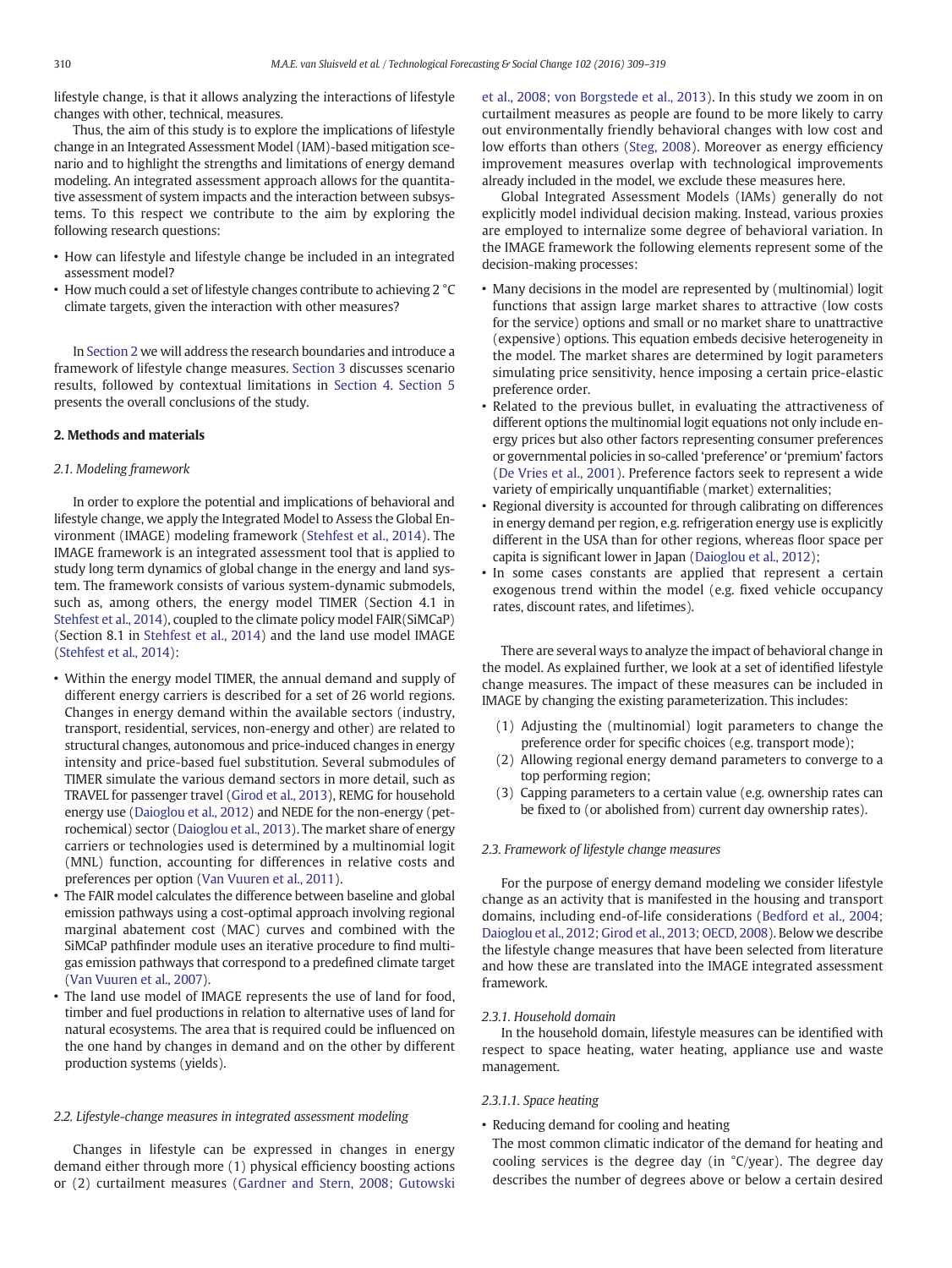lifestyle change, is that it allows analyzing the interactions of lifestyle changes with other, technical, measures.

Thus, the aim of this study is to explore the implications of lifestyle change in an Integrated Assessment Model (IAM)-based mitigation scenario and to highlight the strengths and limitations of energy demand modeling. An integrated assessment approach allows for the quantitative assessment of system impacts and the interaction between subsystems. To this respect we contribute to the aim by exploring the following research questions:

- How can lifestyle and lifestyle change be included in an integrated assessment model?
- How much could a set of lifestyle changes contribute to achieving 2 °C climate targets, given the interaction with other measures?

In Section 2 we will address the research boundaries and introduce a framework of lifestyle change measures. Section 3 discusses scenario results, followed by contextual limitations in Section 4. Section 5 presents the overall conclusions of the study.

## 2. Methods and materials

### 2.1. Modeling framework

In order to explore the potential and implications of behavioral and lifestyle change, we apply the Integrated Model to Assess the Global Environment (IMAGE) modeling framework (Stehfest et al., 2014). The IMAGE framework is an integrated assessment tool that is applied to study long term dynamics of global change in the energy and land system. The framework consists of various system-dynamic submodels, such as, among others, the energy model TIMER (Section 4.1 in Stehfest et al., 2014), coupled to the climate policy model FAIR(SiMCaP) (Section 8.1 in Stehfest et al., 2014) and the land use model IMAGE (Stehfest et al., 2014):

- Within the energy model TIMER, the annual demand and supply of different energy carriers is described for a set of 26 world regions. Changes in energy demand within the available sectors (industry, transport, residential, services, non-energy and other) are related to structural changes, autonomous and price-induced changes in energy intensity and price-based fuel substitution. Several submodules of TIMER simulate the various demand sectors in more detail, such as TRAVEL for passenger travel (Girod et al., 2013), REMG for household energy use (Daioglou et al., 2012) and NEDE for the non-energy (petrochemical) sector (Daioglou et al., 2013). The market share of energy carriers or technologies used is determined by a multinomial logit (MNL) function, accounting for differences in relative costs and preferences per option (Van Vuuren et al., 2011).
- The FAIR model calculates the difference between baseline and global emission pathways using a cost-optimal approach involving regional marginal abatement cost (MAC) curves and combined with the SiMCaP pathfinder module uses an iterative procedure to find multi-gas emission pathways that correspond to a predefined climate target (Van Vuuren et al., 2007).
- The land use model of IMAGE represents the use of land for food, timber and fuel productions in relation to alternative uses of land for natural ecosystems. The area that is required could be influenced on the one hand by changes in demand and on the other by different production systems (yields).

### 2.2. Lifestyle-change measures in integrated assessment modeling

Changes in lifestyle can be expressed in changes in energy demand either through more (1) physical efficiency boosting actions or (2) curtailment measures (Gardner and Stern, 2008; Gutowski et al., 2008; von Borgstede et al., 2013). In this study we zoom in on curtailment measures as people are found to be more likely to carry out environmentally friendly behavioral changes with low cost and low efforts than others (Steg, 2008). Moreover as energy efficiency improvement measures overlap with technological improvements already included in the model, we exclude these measures here.

Global Integrated Assessment Models (IAMs) generally do not explicitly model individual decision making. Instead, various proxies are employed to internalize some degree of behavioral variation. In the IMAGE framework the following elements represent some of the decision-making processes:

- Many decisions in the model are represented by (multinomial) logit functions that assign large market shares to attractive (low costs for the service) options and small or no market share to unattractive (expensive) options. This equation embeds decisive heterogeneity in the model. The market shares are determined by logit parameters simulating price sensitivity, hence imposing a certain price-elastic preference order.
- Related to the previous bullet, in evaluating the attractiveness of different options the multinomial logit equations not only include energy prices but also other factors representing consumer preferences or governmental policies in so-called 'preference' or 'premium' factors (De Vries et al., 2001). Preference factors seek to represent a wide variety of empirically unquantifiable (market) externalities;
- Regional diversity is accounted for through calibrating on differences in energy demand per region, e.g. refrigeration energy use is explicitly different in the USA than for other regions, whereas floor space per capita is significant lower in Japan (Daioglou et al., 2012);
- In some cases constants are applied that represent a certain exogenous trend within the model (e.g. fixed vehicle occupancy rates, discount rates, and lifetimes).

There are several ways to analyze the impact of behavioral change in the model. As explained further, we look at a set of identified lifestyle change measures. The impact of these measures can be included in IMAGE by changing the existing parameterization. This includes:

(1) Adjusting the (multinomial) logit parameters to change the preference order for specific choices (e.g. transport mode);
(2) Allowing regional energy demand parameters to converge to a top performing region;
(3) Capping parameters to a certain value (e.g. ownership rates can be fixed to (or abolished from) current day ownership rates).

### 2.3. Framework of lifestyle change measures

For the purpose of energy demand modeling we consider lifestyle change as an activity that is manifested in the housing and transport domains, including end-of-life considerations (Bedford et al., 2004; Daioglou et al., 2012; Girod et al., 2013; OECD, 2008). Below we describe the lifestyle change measures that have been selected from literature and how these are translated into the IMAGE integrated assessment framework.

#### 2.3.1. Household domain

In the household domain, lifestyle measures can be identified with respect to space heating, water heating, appliance use and waste management.

##### 2.3.1.1. Space heating

- Reducing demand for cooling and heating

The most common climatic indicator of the demand for heating and cooling services is the degree day (in °C/year). The degree day describes the number of degrees above or below a certain desired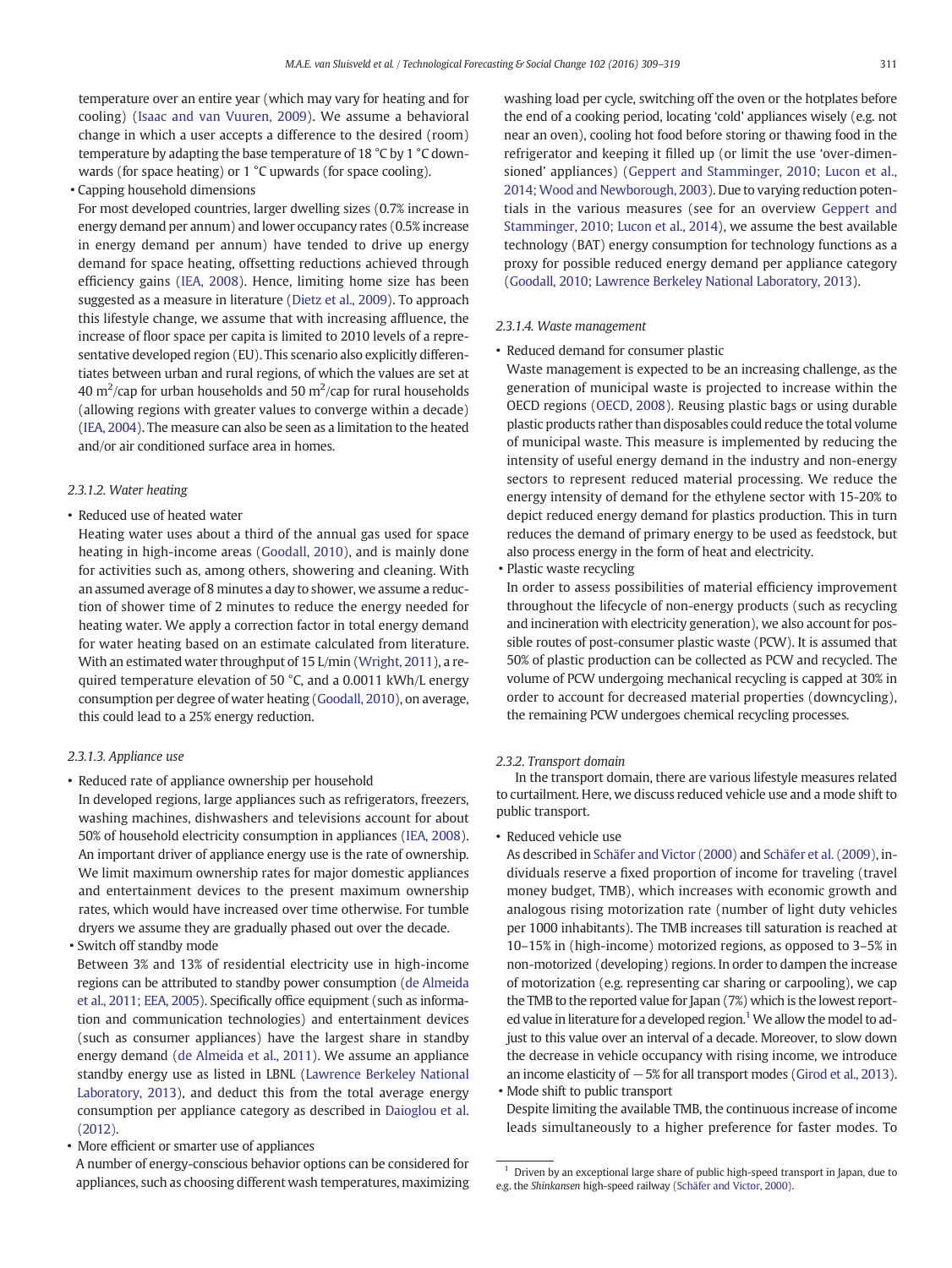temperature over an entire year (which may vary for heating and for cooling) (Isaac and van Vuuren, 2009). We assume a behavioral change in which a user accepts a difference to the desired (room) temperature by adapting the base temperature of 18 °C by 1 °C downwards (for space heating) or 1 °C upwards (for space cooling).

- Capping household dimensions

  For most developed countries, larger dwelling sizes (0.7% increase in energy demand per annum) and lower occupancy rates (0.5% increase in energy demand per annum) have tended to drive up energy demand for space heating, offsetting reductions achieved through efficiency gains (IEA, 2008). Hence, limiting home size has been suggested as a measure in literature (Dietz et al., 2009). To approach this lifestyle change, we assume that with increasing affluence, the increase of floor space per capita is limited to 2010 levels of a representative developed region (EU). This scenario also explicitly differentiates between urban and rural regions, of which the values are set at 40 $m^2$/cap for urban households and 50 $m^2$/cap for rural households (allowing regions with greater values to converge within a decade) (IEA, 2004). The measure can also be seen as a limitation to the heated and/or air conditioned surface area in homes.

#### 2.3.1.2. Water heating

- Reduced use of heated water

  Heating water uses about a third of the annual gas used for space heating in high-income areas (Goodall, 2010), and is mainly done for activities such as, among others, showering and cleaning. With an assumed average of 8 minutes a day to shower, we assume a reduction of shower time of 2 minutes to reduce the energy needed for heating water. We apply a correction factor in total energy demand for water heating based on an estimate calculated from literature. With an estimated water throughput of 15 L/min (Wright, 2011), a required temperature elevation of 50 °C, and a 0.0011 kWh/L energy consumption per degree of water heating (Goodall, 2010), on average, this could lead to a 25% energy reduction.

#### 2.3.1.3. Appliance use

- Reduced rate of appliance ownership per household

  In developed regions, large appliances such as refrigerators, freezers, washing machines, dishwashers and televisions account for about 50% of household electricity consumption in appliances (IEA, 2008). An important driver of appliance energy use is the rate of ownership. We limit maximum ownership rates for major domestic appliances and entertainment devices to the present maximum ownership rates, which would have increased over time otherwise. For tumble dryers we assume they are gradually phased out over the decade.

- Switch off standby mode

  Between 3% and 13% of residential electricity use in high-income regions can be attributed to standby power consumption (de Almeida et al., 2011; EEA, 2005). Specifically office equipment (such as information and communication technologies) and entertainment devices (such as consumer appliances) have the largest share in standby energy demand (de Almeida et al., 2011). We assume an appliance standby energy use as listed in LBNL (Lawrence Berkeley National Laboratory, 2013), and deduct this from the total average energy consumption per appliance category as described in Daioglou et al. (2012).

- More efficient or smarter use of appliances

  A number of energy-conscious behavior options can be considered for appliances, such as choosing different wash temperatures, maximizing washing load per cycle, switching off the oven or the hotplates before the end of a cooking period, locating 'cold' appliances wisely (e.g. not near an oven), cooling hot food before storing or thawing food in the refrigerator and keeping it filled up (or limit the use 'over-dimensioned' appliances) (Geppert and Stamminger, 2010; Lucon et al., 2014; Wood and Newborough, 2003). Due to varying reduction potentials in the various measures (see for an overview Geppert and Stamminger, 2010; Lucon et al., 2014), we assume the best available technology (BAT) energy consumption for technology functions as a proxy for possible reduced energy demand per appliance category (Goodall, 2010; Lawrence Berkeley National Laboratory, 2013).

#### 2.3.1.4. Waste management

- Reduced demand for consumer plastic

  Waste management is expected to be an increasing challenge, as the generation of municipal waste is projected to increase within the OECD regions (OECD, 2008). Reusing plastic bags or using durable plastic products rather than disposables could reduce the total volume of municipal waste. This measure is implemented by reducing the intensity of useful energy demand in the industry and non-energy sectors to represent reduced material processing. We reduce the energy intensity of demand for the ethylene sector with 15-20% to depict reduced energy demand for plastics production. This in turn reduces the demand of primary energy to be used as feedstock, but also process energy in the form of heat and electricity.

- Plastic waste recycling

  In order to assess possibilities of material efficiency improvement throughout the lifecycle of non-energy products (such as recycling and incineration with electricity generation), we also account for possible routes of post-consumer plastic waste (PCW). It is assumed that 50% of plastic production can be collected as PCW and recycled. The volume of PCW undergoing mechanical recycling is capped at 30% in order to account for decreased material properties (downcycling), the remaining PCW undergoes chemical recycling processes.

### 2.3.2. Transport domain

In the transport domain, there are various lifestyle measures related to curtailment. Here, we discuss reduced vehicle use and a mode shift to public transport.

- Reduced vehicle use

  As described in Schäfer and Victor (2000) and Schäfer et al. (2009), individuals reserve a fixed proportion of income for traveling (travel money budget, TMB), which increases with economic growth and analogous rising motorization rate (number of light duty vehicles per 1000 inhabitants). The TMB increases till saturation is reached at 10–15% in (high-income) motorized regions, as opposed to 3–5% in non-motorized (developing) regions. In order to dampen the increase of motorization (e.g. representing car sharing or carpooling), we cap the TMB to the reported value for Japan (7%) which is the lowest reported value in literature for a developed region.[1] We allow the model to adjust to this value over an interval of a decade. Moreover, to slow down the decrease in vehicle occupancy with rising income, we introduce an income elasticity of −5% for all transport modes (Girod et al., 2013).

- Mode shift to public transport

  Despite limiting the available TMB, the continuous increase of income leads simultaneously to a higher preference for faster modes. To

[1] Driven by an exceptional large share of public high-speed transport in Japan, due to e.g. the *Shinkansen* high-speed railway (Schäfer and Victor, 2000).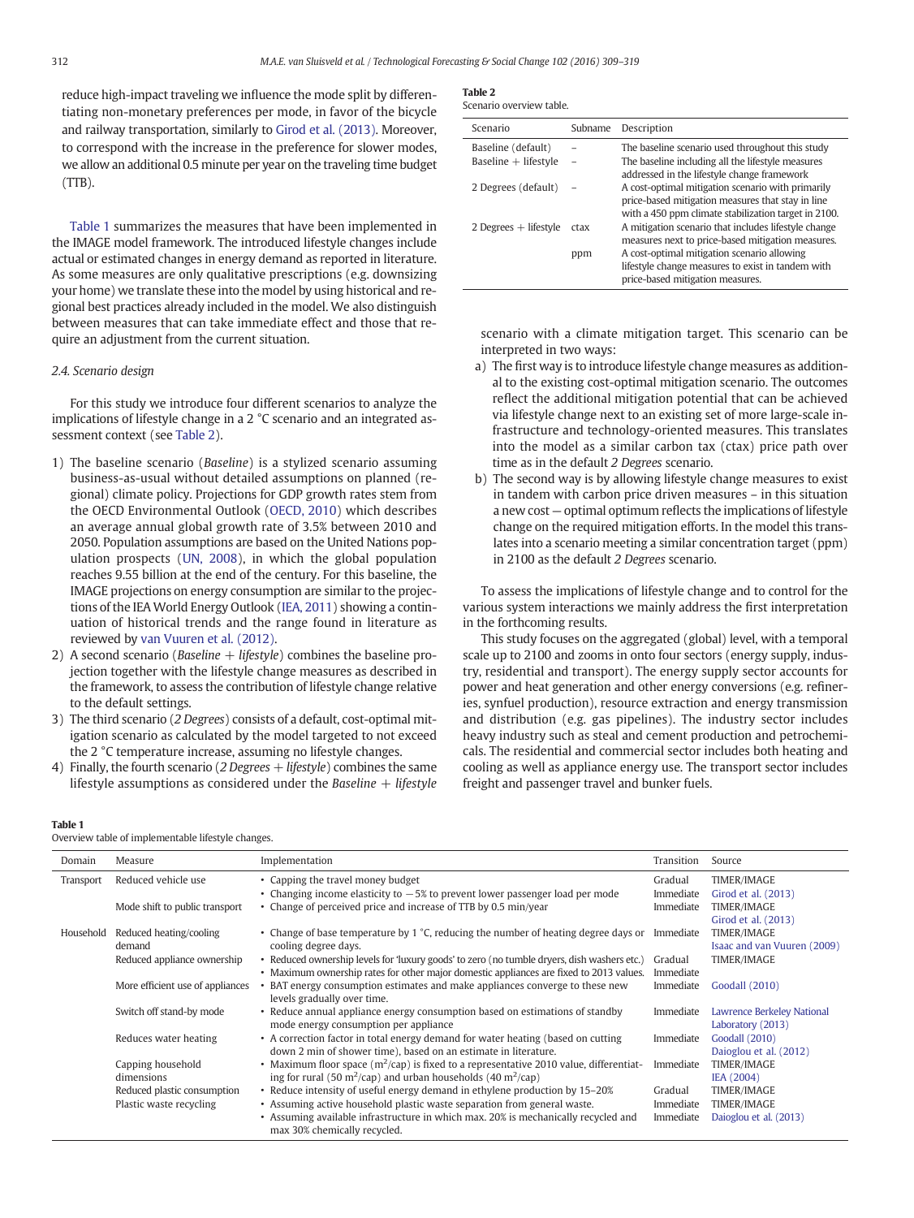reduce high-impact traveling we influence the mode split by differentiating non-monetary preferences per mode, in favor of the bicycle and railway transportation, similarly to Girod et al. (2013). Moreover, to correspond with the increase in the preference for slower modes, we allow an additional 0.5 minute per year on the traveling time budget (TTB).

Table 1 summarizes the measures that have been implemented in the IMAGE model framework. The introduced lifestyle changes include actual or estimated changes in energy demand as reported in literature. As some measures are only qualitative prescriptions (e.g. downsizing your home) we translate these into the model by using historical and regional best practices already included in the model. We also distinguish between measures that can take immediate effect and those that require an adjustment from the current situation.

### 2.4. Scenario design

For this study we introduce four different scenarios to analyze the implications of lifestyle change in a 2 °C scenario and an integrated assessment context (see Table 2).

1) The baseline scenario (*Baseline*) is a stylized scenario assuming business-as-usual without detailed assumptions on planned (regional) climate policy. Projections for GDP growth rates stem from the OECD Environmental Outlook (OECD, 2010) which describes an average annual global growth rate of 3.5% between 2010 and 2050. Population assumptions are based on the United Nations population prospects (UN, 2008), in which the global population reaches 9.55 billion at the end of the century. For this baseline, the IMAGE projections on energy consumption are similar to the projections of the IEA World Energy Outlook (IEA, 2011) showing a continuation of historical trends and the range found in literature as reviewed by van Vuuren et al. (2012).
2) A second scenario (*Baseline + lifestyle*) combines the baseline projection together with the lifestyle change measures as described in the framework, to assess the contribution of lifestyle change relative to the default settings.
3) The third scenario (*2 Degrees*) consists of a default, cost-optimal mitigation scenario as calculated by the model targeted to not exceed the 2 °C temperature increase, assuming no lifestyle changes.
4) Finally, the fourth scenario (*2 Degrees + lifestyle*) combines the same lifestyle assumptions as considered under the *Baseline + lifestyle* scenario with a climate mitigation target. This scenario can be interpreted in two ways:
   a) The first way is to introduce lifestyle change measures as additional to the existing cost-optimal mitigation scenario. The outcomes reflect the additional mitigation potential that can be achieved via lifestyle change next to an existing set of more large-scale infrastructure and technology-oriented measures. This translates into the model as a similar carbon tax (ctax) price path over time as in the default *2 Degrees* scenario.
   b) The second way is by allowing lifestyle change measures to exist in tandem with carbon price driven measures – in this situation a new cost — optimal optimum reflects the implications of lifestyle change on the required mitigation efforts. In the model this translates into a scenario meeting a similar concentration target (ppm) in 2100 as the default *2 Degrees* scenario.

**Table 2**
Scenario overview table.

| Scenario | Subname | Description |
|---|---|---|
| Baseline (default) | – | The baseline scenario used throughout this study |
| Baseline + lifestyle | – | The baseline including all the lifestyle measures addressed in the lifestyle change framework |
| 2 Degrees (default) | – | A cost-optimal mitigation scenario with primarily price-based mitigation measures that stay in line with a 450 ppm climate stabilization target in 2100. |
| 2 Degrees + lifestyle | ctax | A mitigation scenario that includes lifestyle change measures next to price-based mitigation measures. |
| | ppm | A cost-optimal mitigation scenario allowing lifestyle change measures to exist in tandem with price-based mitigation measures. |

To assess the implications of lifestyle change and to control for the various system interactions we mainly address the first interpretation in the forthcoming results.

This study focuses on the aggregated (global) level, with a temporal scale up to 2100 and zooms in onto four sectors (energy supply, industry, residential and transport). The energy supply sector accounts for power and heat generation and other energy conversions (e.g. refineries, synfuel production), resource extraction and energy transmission and distribution (e.g. gas pipelines). The industry sector includes heavy industry such as steal and cement production and petrochemicals. The residential and commercial sector includes both heating and cooling as well as appliance energy use. The transport sector includes freight and passenger travel and bunker fuels.

**Table 1**
Overview table of implementable lifestyle changes.

| Domain | Measure | Implementation | Transition | Source |
|---|---|---|---|---|
| Transport | Reduced vehicle use | • Capping the travel money budget | Gradual | TIMER/IMAGE |
| | | • Changing income elasticity to −5% to prevent lower passenger load per mode | Immediate | Girod et al. (2013) |
| | Mode shift to public transport | • Change of perceived price and increase of TTB by 0.5 min/year | Immediate | TIMER/IMAGE<br>Girod et al. (2013) |
| Household | Reduced heating/cooling demand | • Change of base temperature by 1 °C, reducing the number of heating degree days or cooling degree days. | Immediate | TIMER/IMAGE<br>Isaac and van Vuuren (2009) |
| | Reduced appliance ownership | • Reduced ownership levels for 'luxury goods' to zero (no tumble dryers, dish washers etc.) | Gradual | TIMER/IMAGE |
| | | • Maximum ownership rates for other major domestic appliances are fixed to 2013 values. | Immediate | |
| | More efficient use of appliances | • BAT energy consumption estimates and make appliances converge to these new levels gradually over time. | Immediate | Goodall (2010) |
| | Switch off stand-by mode | • Reduce annual appliance energy consumption based on estimations of standby mode energy consumption per appliance | Immediate | Lawrence Berkeley National Laboratory (2013) |
| | Reduces water heating | • A correction factor in total energy demand for water heating (based on cutting down 2 min of shower time), based on an estimate in literature. | Immediate | Goodall (2010)<br>Daioglou et al. (2012) |
| | Capping household dimensions | • Maximum floor space ($m^2$/cap) is fixed to a representative 2010 value, differentiating for rural (50 $m^2$/cap) and urban households (40 $m^2$/cap) | Immediate | TIMER/IMAGE<br>IEA (2004) |
| | Reduced plastic consumption | • Reduce intensity of useful energy demand in ethylene production by 15–20% | Gradual | TIMER/IMAGE |
| | Plastic waste recycling | • Assuming active household plastic waste separation from general waste. | Immediate | TIMER/IMAGE |
| | | • Assuming available infrastructure in which max. 20% is mechanically recycled and max 30% chemically recycled. | Immediate | Daioglou et al. (2013) |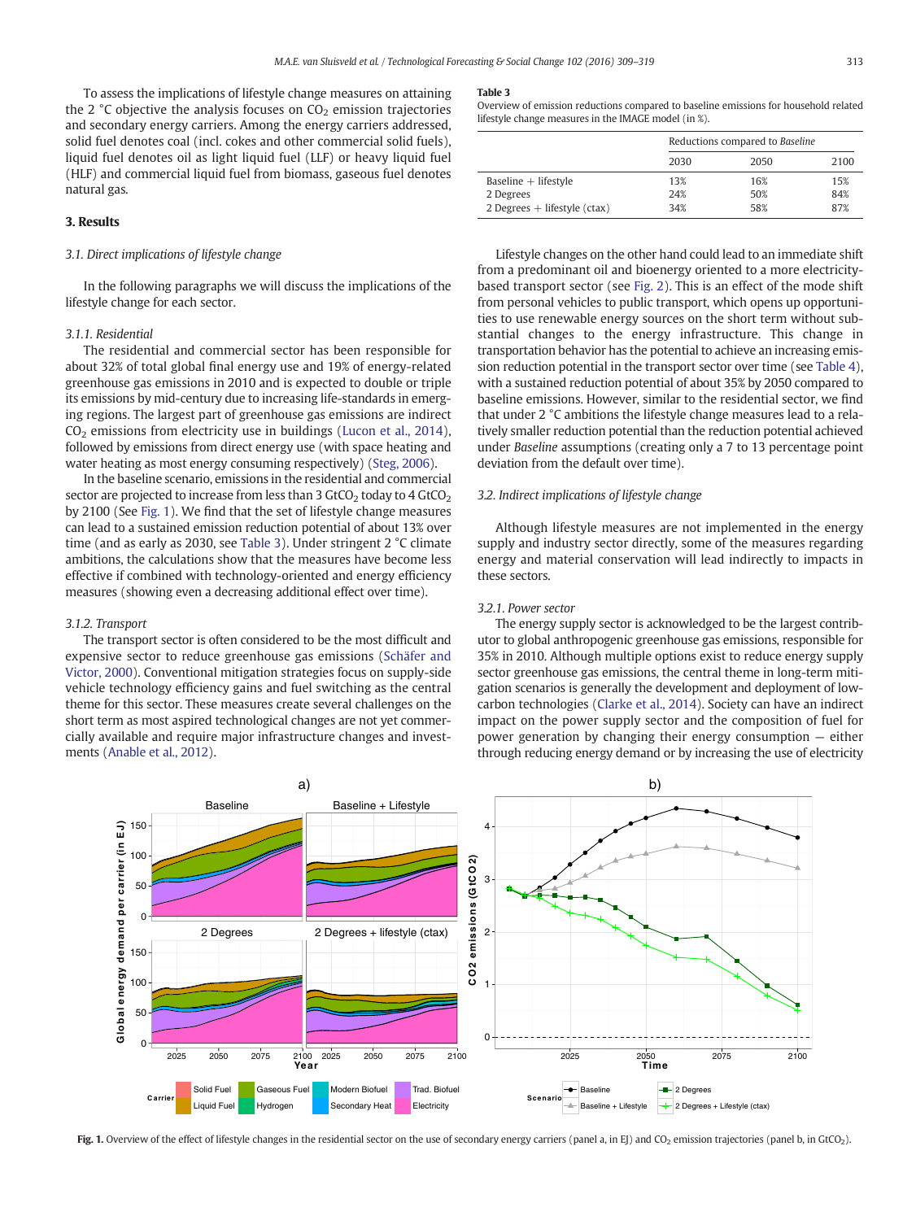To assess the implications of lifestyle change measures on attaining the 2 °C objective the analysis focuses on $CO_2$ emission trajectories and secondary energy carriers. Among the energy carriers addressed, solid fuel denotes coal (incl. cokes and other commercial solid fuels), liquid fuel denotes oil as light liquid fuel (LLF) or heavy liquid fuel (HLF) and commercial liquid fuel from biomass, gaseous fuel denotes natural gas.

## 3. Results

### 3.1. Direct implications of lifestyle change

In the following paragraphs we will discuss the implications of the lifestyle change for each sector.

#### 3.1.1. Residential

The residential and commercial sector has been responsible for about 32% of total global final energy use and 19% of energy-related greenhouse gas emissions in 2010 and is expected to double or triple its emissions by mid-century due to increasing life-standards in emerging regions. The largest part of greenhouse gas emissions are indirect $CO_2$ emissions from electricity use in buildings (Lucon et al., 2014), followed by emissions from direct energy use (with space heating and water heating as most energy consuming respectively) (Steg, 2006).

In the baseline scenario, emissions in the residential and commercial sector are projected to increase from less than 3 $GtCO_2$ today to 4 $GtCO_2$ by 2100 (See Fig. 1). We find that the set of lifestyle change measures can lead to a sustained emission reduction potential of about 13% over time (and as early as 2030, see Table 3). Under stringent 2 °C climate ambitions, the calculations show that the measures have become less effective if combined with technology-oriented and energy efficiency measures (showing even a decreasing additional effect over time).

#### 3.1.2. Transport

The transport sector is often considered to be the most difficult and expensive sector to reduce greenhouse gas emissions (Schäfer and Victor, 2000). Conventional mitigation strategies focus on supply-side vehicle technology efficiency gains and fuel switching as the central theme for this sector. These measures create several challenges on the short term as most aspired technological changes are not yet commercially available and require major infrastructure changes and investments (Anable et al., 2012).

**Table 3**
Overview of emission reductions compared to baseline emissions for household related lifestyle change measures in the IMAGE model (in %).

| | Reductions compared to *Baseline* | | |
|---|---|---|---|
| | 2030 | 2050 | 2100 |
| Baseline + lifestyle | 13% | 16% | 15% |
| 2 Degrees | 24% | 50% | 84% |
| 2 Degrees + lifestyle (ctax) | 34% | 58% | 87% |

Lifestyle changes on the other hand could lead to an immediate shift from a predominant oil and bioenergy oriented to a more electricity-based transport sector (see Fig. 2). This is an effect of the mode shift from personal vehicles to public transport, which opens up opportunities to use renewable energy sources on the short term without substantial changes to the energy infrastructure. This change in transportation behavior has the potential to achieve an increasing emission reduction potential in the transport sector over time (see Table 4), with a sustained reduction potential of about 35% by 2050 compared to baseline emissions. However, similar to the residential sector, we find that under 2 °C ambitions the lifestyle change measures lead to a relatively smaller reduction potential than the reduction potential achieved under *Baseline* assumptions (creating only a 7 to 13 percentage point deviation from the default over time).

### 3.2. Indirect implications of lifestyle change

Although lifestyle measures are not implemented in the energy supply and industry sector directly, some of the measures regarding energy and material conservation will lead indirectly to impacts in these sectors.

#### 3.2.1. Power sector

The energy supply sector is acknowledged to be the largest contributor to global anthropogenic greenhouse gas emissions, responsible for 35% in 2010. Although multiple options exist to reduce energy supply sector greenhouse gas emissions, the central theme in long-term mitigation scenarios is generally the development and deployment of low-carbon technologies (Clarke et al., 2014). Society can have an indirect impact on the power supply sector and the composition of fuel for power generation by changing their energy consumption — either through reducing energy demand or by increasing the use of electricity

**Fig. 1.** Overview of the effect of lifestyle changes in the residential sector on the use of secondary energy carriers (panel a, in EJ) and $CO_2$ emission trajectories (panel b, in $GtCO_2$).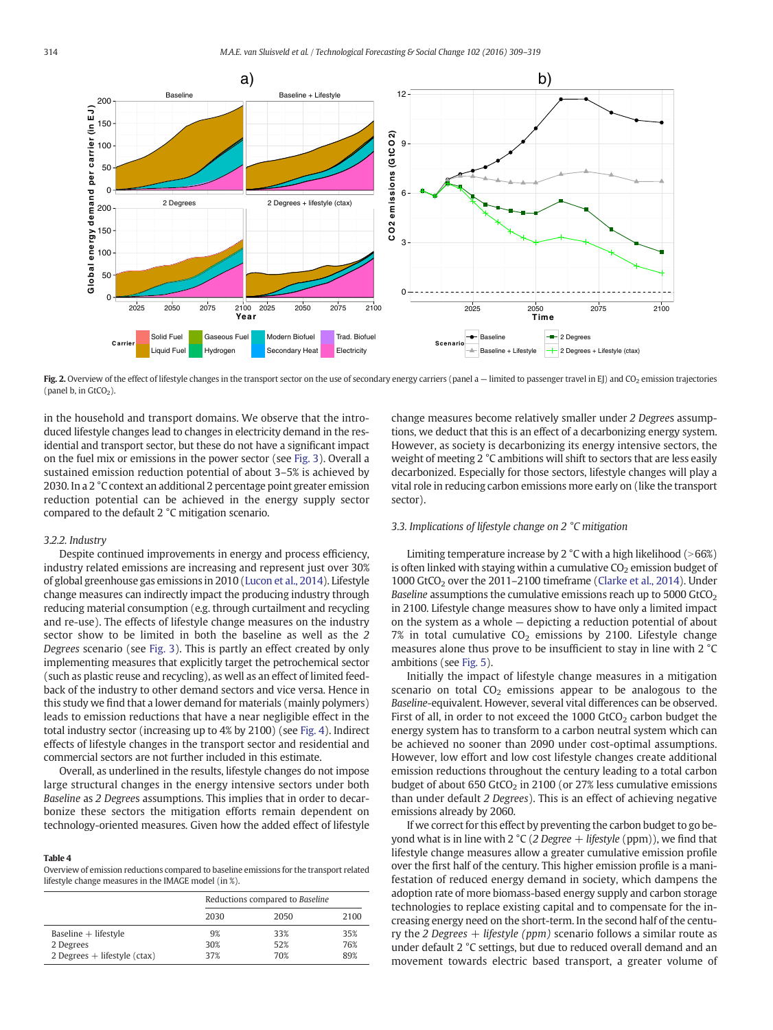Fig. 2. Overview of the effect of lifestyle changes in the transport sector on the use of secondary energy carriers (panel a — limited to passenger travel in EJ) and $CO_2$ emission trajectories (panel b, in $GtCO_2$).

in the household and transport domains. We observe that the introduced lifestyle changes lead to changes in electricity demand in the residential and transport sector, but these do not have a significant impact on the fuel mix or emissions in the power sector (see Fig. 3). Overall a sustained emission reduction potential of about 3–5% is achieved by 2030. In a 2 °C context an additional 2 percentage point greater emission reduction potential can be achieved in the energy supply sector compared to the default 2 °C mitigation scenario.

### 3.2.2. Industry

Despite continued improvements in energy and process efficiency, industry related emissions are increasing and represent just over 30% of global greenhouse gas emissions in 2010 (Lucon et al., 2014). Lifestyle change measures can indirectly impact the producing industry through reducing material consumption (e.g. through curtailment and recycling and re-use). The effects of lifestyle change measures on the industry sector show to be limited in both the baseline as well as the *2 Degrees* scenario (see Fig. 3). This is partly an effect created by only implementing measures that explicitly target the petrochemical sector (such as plastic reuse and recycling), as well as an effect of limited feedback of the industry to other demand sectors and vice versa. Hence in this study we find that a lower demand for materials (mainly polymers) leads to emission reductions that have a near negligible effect in the total industry sector (increasing up to 4% by 2100) (see Fig. 4). Indirect effects of lifestyle changes in the transport sector and residential and commercial sectors are not further included in this estimate.

Overall, as underlined in the results, lifestyle changes do not impose large structural changes in the energy intensive sectors under both *Baseline* as *2 Degrees* assumptions. This implies that in order to decarbonize these sectors the mitigation efforts remain dependent on technology-oriented measures. Given how the added effect of lifestyle change measures become relatively smaller under *2 Degrees* assumptions, we deduct that this is an effect of a decarbonizing energy system. However, as society is decarbonizing its energy intensive sectors, the weight of meeting 2 °C ambitions will shift to sectors that are less easily decarbonized. Especially for those sectors, lifestyle changes will play a vital role in reducing carbon emissions more early on (like the transport sector).

**Table 4**
Overview of emission reductions compared to baseline emissions for the transport related lifestyle change measures in the IMAGE model (in %).

| | Reductions compared to *Baseline* | | |
|---|---|---|---|
| | 2030 | 2050 | 2100 |
| Baseline + lifestyle | 9% | 33% | 35% |
| 2 Degrees | 30% | 52% | 76% |
| 2 Degrees + lifestyle (ctax) | 37% | 70% | 89% |

### 3.3. Implications of lifestyle change on 2 °C mitigation

Limiting temperature increase by 2 °C with a high likelihood (>66%) is often linked with staying within a cumulative $CO_2$ emission budget of 1000 $GtCO_2$ over the 2011–2100 timeframe (Clarke et al., 2014). Under *Baseline* assumptions the cumulative emissions reach up to 5000 $GtCO_2$ in 2100. Lifestyle change measures show to have only a limited impact on the system as a whole — depicting a reduction potential of about 7% in total cumulative $CO_2$ emissions by 2100. Lifestyle change measures alone thus prove to be insufficient to stay in line with 2 °C ambitions (see Fig. 5).

Initially the impact of lifestyle change measures in a mitigation scenario on total $CO_2$ emissions appear to be analogous to the *Baseline*-equivalent. However, several vital differences can be observed. First of all, in order to not exceed the 1000 $GtCO_2$ carbon budget the energy system has to transform to a carbon neutral system which can be achieved no sooner than 2090 under cost-optimal assumptions. However, low effort and low cost lifestyle changes create additional emission reductions throughout the century leading to a total carbon budget of about 650 $GtCO_2$ in 2100 (or 27% less cumulative emissions than under default *2 Degrees*). This is an effect of achieving negative emissions already by 2060.

If we correct for this effect by preventing the carbon budget to go beyond what is in line with 2 °C (*2 Degree + lifestyle* (ppm)), we find that lifestyle change measures allow a greater cumulative emission profile over the first half of the century. This higher emission profile is a manifestation of reduced energy demand in society, which dampens the adoption rate of more biomass-based energy supply and carbon storage technologies to replace existing capital and to compensate for the increasing energy need on the short-term. In the second half of the century the *2 Degrees + lifestyle (ppm)* scenario follows a similar route as under default 2 °C settings, but due to reduced overall demand and an movement towards electric based transport, a greater volume of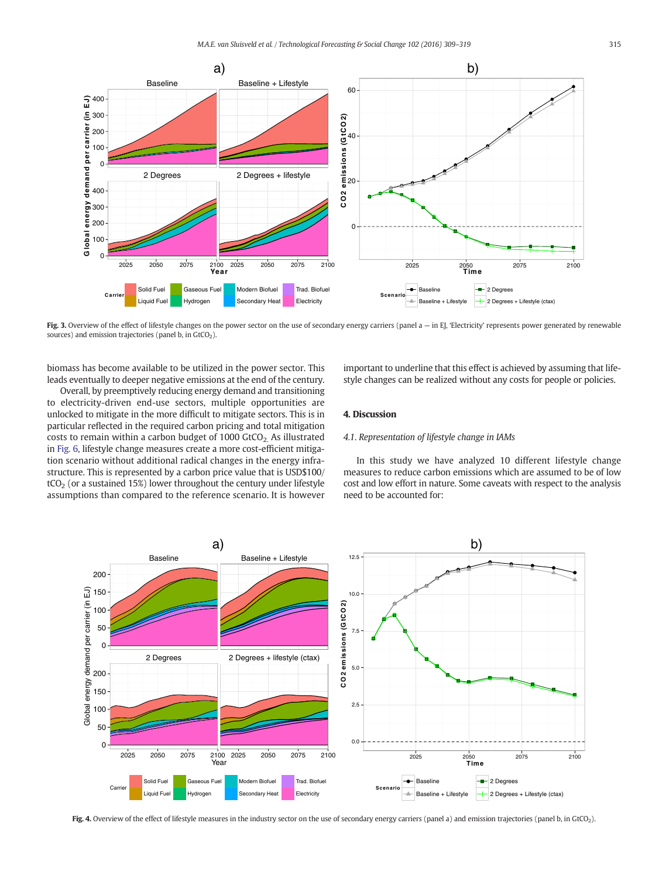Fig. 3. Overview of the effect of lifestyle changes on the power sector on the use of secondary energy carriers (panel a — in EJ, 'Electricity' represents power generated by renewable sources) and emission trajectories (panel b, in $GtCO_2$).

biomass has become available to be utilized in the power sector. This leads eventually to deeper negative emissions at the end of the century.

Overall, by preemptively reducing energy demand and transitioning to electricity-driven end-use sectors, multiple opportunities are unlocked to mitigate in the more difficult to mitigate sectors. This is in particular reflected in the required carbon pricing and total mitigation costs to remain within a carbon budget of 1000 $GtCO_2$. As illustrated in Fig. 6, lifestyle change measures create a more cost-efficient mitigation scenario without additional radical changes in the energy infrastructure. This is represented by a carbon price value that is USD$100/$tCO_2$ (or a sustained 15%) lower throughout the century under lifestyle assumptions than compared to the reference scenario. It is however important to underline that this effect is achieved by assuming that lifestyle changes can be realized without any costs for people or policies.

## 4. Discussion

### 4.1. Representation of lifestyle change in IAMs

In this study we have analyzed 10 different lifestyle change measures to reduce carbon emissions which are assumed to be of low cost and low effort in nature. Some caveats with respect to the analysis need to be accounted for:

Fig. 4. Overview of the effect of lifestyle measures in the industry sector on the use of secondary energy carriers (panel a) and emission trajectories (panel b, in $GtCO_2$).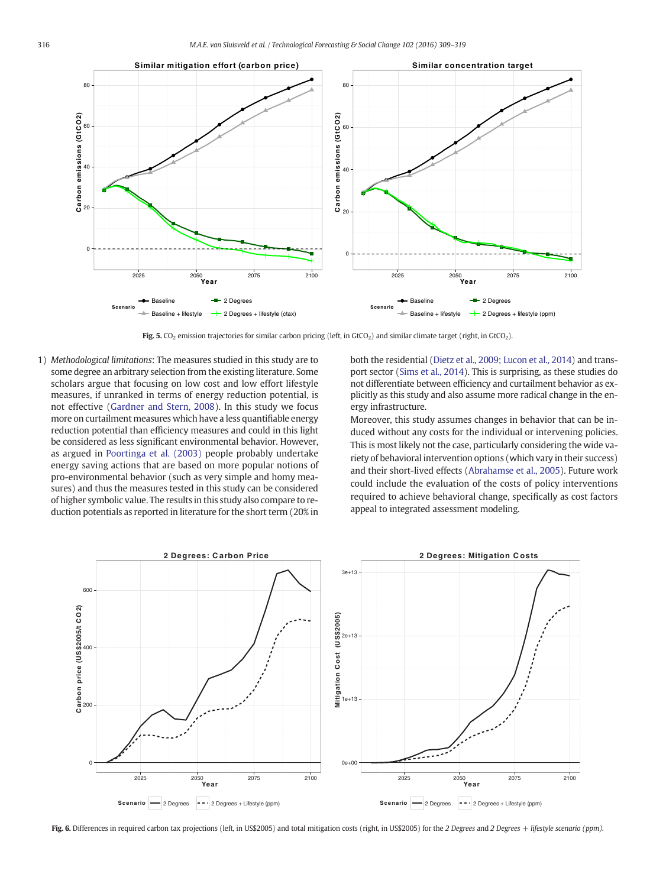Fig. 5. $CO_2$ emission trajectories for similar carbon pricing (left, in $GtCO_2$) and similar climate target (right, in $GtCO_2$).

1) *Methodological limitations*: The measures studied in this study are to some degree an arbitrary selection from the existing literature. Some scholars argue that focusing on low cost and low effort lifestyle measures, if unranked in terms of energy reduction potential, is not effective (Gardner and Stern, 2008). In this study we focus more on curtailment measures which have a less quantifiable energy reduction potential than efficiency measures and could in this light be considered as less significant environmental behavior. However, as argued in Poortinga et al. (2003) people probably undertake energy saving actions that are based on more popular notions of pro-environmental behavior (such as very simple and homy measures) and thus the measures tested in this study can be considered of higher symbolic value. The results in this study also compare to reduction potentials as reported in literature for the short term (20% in both the residential (Dietz et al., 2009; Lucon et al., 2014) and transport sector (Sims et al., 2014). This is surprising, as these studies do not differentiate between efficiency and curtailment behavior as explicitly as this study and also assume more radical change in the energy infrastructure.

Moreover, this study assumes changes in behavior that can be induced without any costs for the individual or intervening policies. This is most likely not the case, particularly considering the wide variety of behavioral intervention options (which vary in their success) and their short-lived effects (Abrahamse et al., 2005). Future work could include the evaluation of the costs of policy interventions required to achieve behavioral change, specifically as cost factors appeal to integrated assessment modeling.

Fig. 6. Differences in required carbon tax projections (left, in US$2005) and total mitigation costs (right, in US$2005) for the *2 Degrees* and *2 Degrees + lifestyle scenario (ppm)*.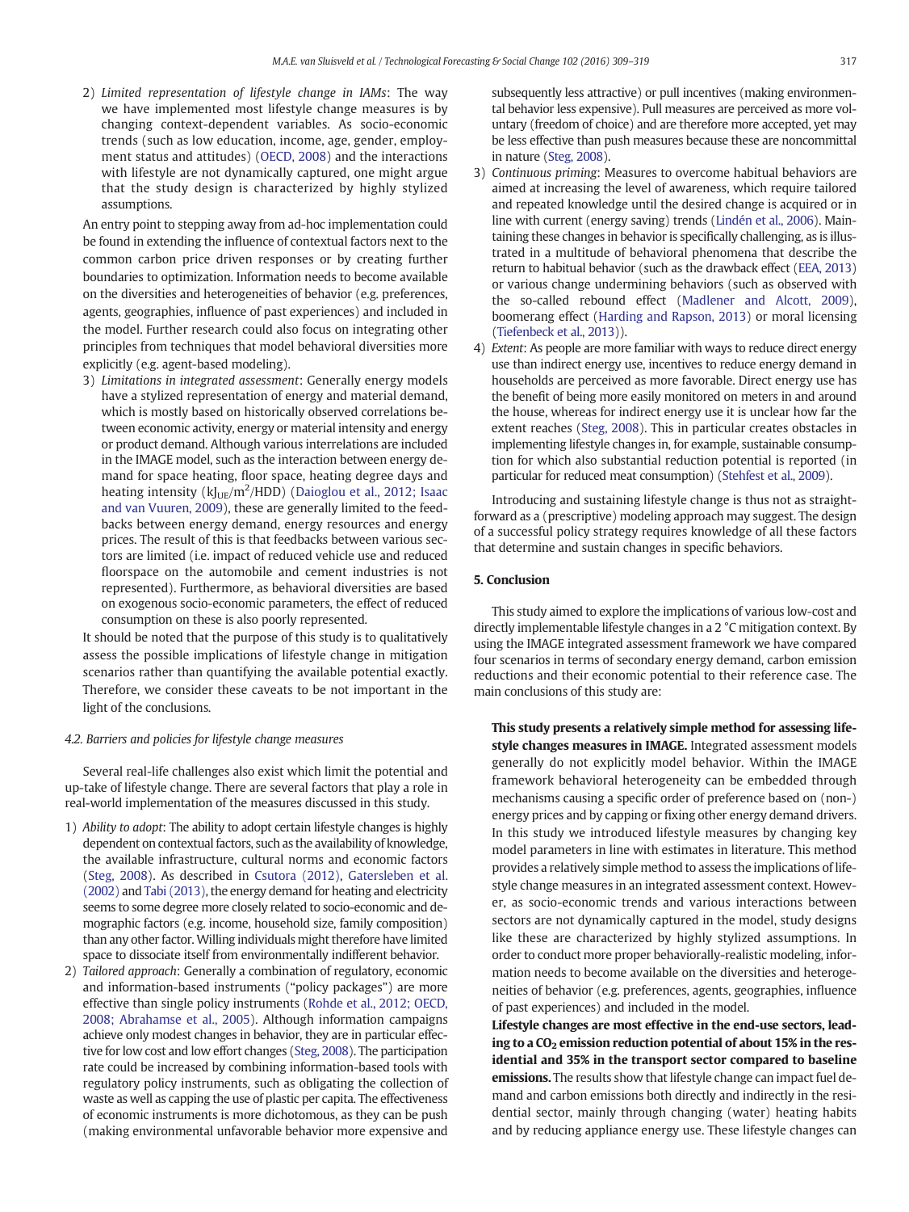2) *Limited representation of lifestyle change in IAMs*: The way we have implemented most lifestyle change measures is by changing context-dependent variables. As socio-economic trends (such as low education, income, age, gender, employment status and attitudes) (OECD, 2008) and the interactions with lifestyle are not dynamically captured, one might argue that the study design is characterized by highly stylized assumptions.

An entry point to stepping away from ad-hoc implementation could be found in extending the influence of contextual factors next to the common carbon price driven responses or by creating further boundaries to optimization. Information needs to become available on the diversities and heterogeneities of behavior (e.g. preferences, agents, geographies, influence of past experiences) and included in the model. Further research could also focus on integrating other principles from techniques that model behavioral diversities more explicitly (e.g. agent-based modeling).

3) *Limitations in integrated assessment*: Generally energy models have a stylized representation of energy and material demand, which is mostly based on historically observed correlations between economic activity, energy or material intensity and energy or product demand. Although various interrelations are included in the IMAGE model, such as the interaction between energy demand for space heating, floor space, heating degree days and heating intensity ($kJ_{UE}/m^2/HDD$) (Daioglou et al., 2012; Isaac and van Vuuren, 2009), these are generally limited to the feedbacks between energy demand, energy resources and energy prices. The result of this is that feedbacks between various sectors are limited (i.e. impact of reduced vehicle use and reduced floorspace on the automobile and cement industries is not represented). Furthermore, as behavioral diversities are based on exogenous socio-economic parameters, the effect of reduced consumption on these is also poorly represented.

It should be noted that the purpose of this study is to qualitatively assess the possible implications of lifestyle change in mitigation scenarios rather than quantifying the available potential exactly. Therefore, we consider these caveats to be not important in the light of the conclusions.

### 4.2. Barriers and policies for lifestyle change measures

Several real-life challenges also exist which limit the potential and up-take of lifestyle change. There are several factors that play a role in real-world implementation of the measures discussed in this study.

1) *Ability to adopt*: The ability to adopt certain lifestyle changes is highly dependent on contextual factors, such as the availability of knowledge, the available infrastructure, cultural norms and economic factors (Steg, 2008). As described in Csutora (2012), Gatersleben et al. (2002) and Tabi (2013), the energy demand for heating and electricity seems to some degree more closely related to socio-economic and demographic factors (e.g. income, household size, family composition) than any other factor. Willing individuals might therefore have limited space to dissociate itself from environmentally indifferent behavior.
2) *Tailored approach*: Generally a combination of regulatory, economic and information-based instruments ("policy packages") are more effective than single policy instruments (Rohde et al., 2012; OECD, 2008; Abrahamse et al., 2005). Although information campaigns achieve only modest changes in behavior, they are in particular effective for low cost and low effort changes (Steg, 2008). The participation rate could be increased by combining information-based tools with regulatory policy instruments, such as obligating the collection of waste as well as capping the use of plastic per capita. The effectiveness of economic instruments is more dichotomous, as they can be push (making environmental unfavorable behavior more expensive and subsequently less attractive) or pull incentives (making environmental behavior less expensive). Pull measures are perceived as more voluntary (freedom of choice) and are therefore more accepted, yet may be less effective than push measures because these are noncommittal in nature (Steg, 2008).
3) *Continuous priming*: Measures to overcome habitual behaviors are aimed at increasing the level of awareness, which require tailored and repeated knowledge until the desired change is acquired or in line with current (energy saving) trends (Lindén et al., 2006). Maintaining these changes in behavior is specifically challenging, as is illustrated in a multitude of behavioral phenomena that describe the return to habitual behavior (such as the drawback effect (EEA, 2013) or various change undermining behaviors (such as observed with the so-called rebound effect (Madlener and Alcott, 2009), boomerang effect (Harding and Rapson, 2013) or moral licensing (Tiefenbeck et al., 2013)).
4) *Extent*: As people are more familiar with ways to reduce direct energy use than indirect energy use, incentives to reduce energy demand in households are perceived as more favorable. Direct energy use has the benefit of being more easily monitored on meters in and around the house, whereas for indirect energy use it is unclear how far the extent reaches (Steg, 2008). This in particular creates obstacles in implementing lifestyle changes in, for example, sustainable consumption for which also substantial reduction potential is reported (in particular for reduced meat consumption) (Stehfest et al., 2009).

Introducing and sustaining lifestyle change is thus not as straightforward as a (prescriptive) modeling approach may suggest. The design of a successful policy strategy requires knowledge of all these factors that determine and sustain changes in specific behaviors.

## 5. Conclusion

This study aimed to explore the implications of various low-cost and directly implementable lifestyle changes in a 2 °C mitigation context. By using the IMAGE integrated assessment framework we have compared four scenarios in terms of secondary energy demand, carbon emission reductions and their economic potential to their reference case. The main conclusions of this study are:

**This study presents a relatively simple method for assessing lifestyle changes measures in IMAGE.** Integrated assessment models generally do not explicitly model behavior. Within the IMAGE framework behavioral heterogeneity can be embedded through mechanisms causing a specific order of preference based on (non-) energy prices and by capping or fixing other energy demand drivers. In this study we introduced lifestyle measures by changing key model parameters in line with estimates in literature. This method provides a relatively simple method to assess the implications of lifestyle change measures in an integrated assessment context. However, as socio-economic trends and various interactions between sectors are not dynamically captured in the model, study designs like these are characterized by highly stylized assumptions. In order to conduct more proper behaviorally-realistic modeling, information needs to become available on the diversities and heterogeneities of behavior (e.g. preferences, agents, geographies, influence of past experiences) and included in the model.

**Lifestyle changes are most effective in the end-use sectors, leading to a $CO_2$ emission reduction potential of about 15% in the residential and 35% in the transport sector compared to baseline emissions.** The results show that lifestyle change can impact fuel demand and carbon emissions both directly and indirectly in the residential sector, mainly through changing (water) heating habits and by reducing appliance energy use. These lifestyle changes can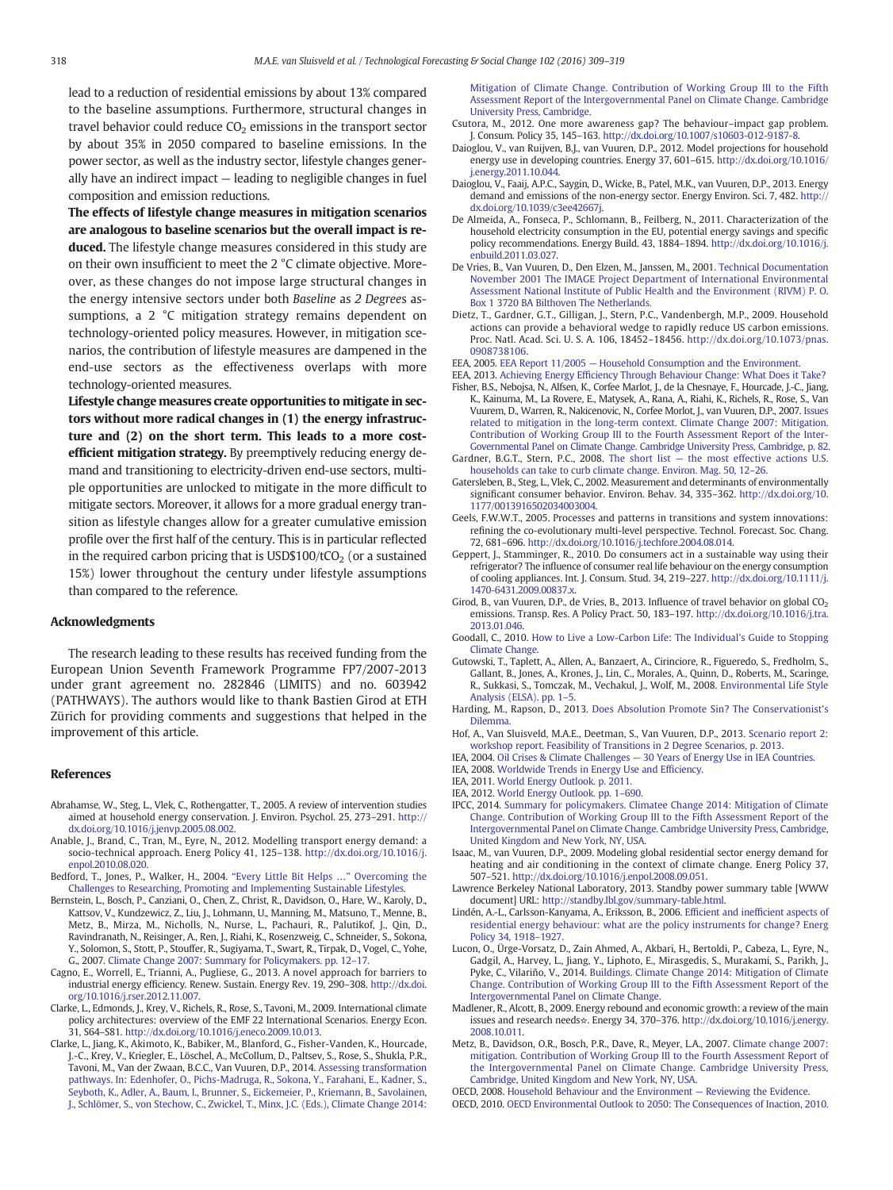lead to a reduction of residential emissions by about 13% compared to the baseline assumptions. Furthermore, structural changes in travel behavior could reduce $CO_2$ emissions in the transport sector by about 35% in 2050 compared to baseline emissions. In the power sector, as well as the industry sector, lifestyle changes generally have an indirect impact — leading to negligible changes in fuel composition and emission reductions.

**The effects of lifestyle change measures in mitigation scenarios are analogous to baseline scenarios but the overall impact is reduced.** The lifestyle change measures considered in this study are on their own insufficient to meet the 2 °C climate objective. Moreover, as these changes do not impose large structural changes in the energy intensive sectors under both *Baseline* as *2 Degrees* assumptions, a 2 °C mitigation strategy remains dependent on technology-oriented policy measures. However, in mitigation scenarios, the contribution of lifestyle measures are dampened in the end-use sectors as the effectiveness overlaps with more technology-oriented measures.

**Lifestyle change measures create opportunities to mitigate in sectors without more radical changes in (1) the energy infrastructure and (2) on the short term. This leads to a more cost-efficient mitigation strategy.** By preemptively reducing energy demand and transitioning to electricity-driven end-use sectors, multiple opportunities are unlocked to mitigate in the more difficult to mitigate sectors. Moreover, it allows for a more gradual energy transition as lifestyle changes allow for a greater cumulative emission profile over the first half of the century. This is in particular reflected in the required carbon pricing that is USD\$100/t$CO_2$ (or a sustained 15%) lower throughout the century under lifestyle assumptions than compared to the reference.

## Acknowledgments

The research leading to these results has received funding from the European Union Seventh Framework Programme FP7/2007-2013 under grant agreement no. 282846 (LIMITS) and no. 603942 (PATHWAYS). The authors would like to thank Bastien Girod at ETH Zürich for providing comments and suggestions that helped in the improvement of this article.

## References

Abrahamse, W., Steg, L., Vlek, C., Rothengatter, T., 2005. A review of intervention studies aimed at household energy conservation. J. Environ. Psychol. 25, 273–291. http://dx.doi.org/10.1016/j.jenvp.2005.08.002.

Anable, J., Brand, C., Tran, M., Eyre, N., 2012. Modelling transport energy demand: a socio-technical approach. Energ Policy 41, 125–138. http://dx.doi.org/10.1016/j.enpol.2010.08.020.

Bedford, T., Jones, P., Walker, H., 2004. "Every Little Bit Helps …" Overcoming the Challenges to Researching, Promoting and Implementing Sustainable Lifestyles.

Bernstein, L., Bosch, P., Canziani, O., Chen, Z., Christ, R., Davidson, O., Hare, W., Karoly, D., Kattsov, V., Kundzewicz, Z., Liu, J., Lohmann, U., Manning, M., Matsuno, T., Menne, B., Metz, B., Mirza, M., Nicholls, N., Nurse, L., Pachauri, R., Palutikof, J., Qin, D., Ravindranath, N., Reisinger, A., Ren, J., Riahi, K., Rosenzweig, C., Schneider, S., Sokona, Y., Solomon, S., Stott, P., Stouffer, R., Sugiyama, T., Swart, R., Tirpak, D., Vogel, C., Yohe, G., 2007. Climate Change 2007: Summary for Policymakers. pp. 12–17.

Cagno, E., Worrell, E., Trianni, A., Pugliese, G., 2013. A novel approach for barriers to industrial energy efficiency. Renew. Sustain. Energy Rev. 19, 290–308. http://dx.doi.org/10.1016/j.rser.2012.11.007.

Clarke, L., Edmonds, J., Krey, V., Richels, R., Rose, S., Tavoni, M., 2009. International climate policy architectures: overview of the EMF 22 International Scenarios. Energy Econ. 31, S64–S81. http://dx.doi.org/10.1016/j.eneco.2009.10.013.

Clarke, L., Jiang, K., Akimoto, K., Babiker, M., Blanford, G., Fisher-Vanden, K., Hourcade, J.-C., Krey, V., Kriegler, E., Löschel, A., McCollum, D., Paltsev, S., Rose, S., Shukla, P.R., Tavoni, M., Van der Zwaan, B.C.C., Van Vuuren, D.P., 2014. Assessing transformation pathways. In: Edenhofer, O., Pichs-Madruga, R., Sokona, Y., Farahani, E., Kadner, S., Seyboth, K., Adler, A., Baum, I., Brunner, S., Eickemeier, P., Kriemann, B., Savolainen, J., Schlömer, S., von Stechow, C., Zwickel, T., Minx, J.C. (Eds.), Climate Change 2014: Mitigation of Climate Change. Contribution of Working Group III to the Fifth Assessment Report of the Intergovernmental Panel on Climate Change. Cambridge University Press, Cambridge.

Csutora, M., 2012. One more awareness gap? The behaviour–impact gap problem. J. Consum. Policy 35, 145–163. http://dx.doi.org/10.1007/s10603-012-9187-8.

Daioglou, V., van Ruijven, B.J., van Vuuren, D.P., 2012. Model projections for household energy use in developing countries. Energy 37, 601–615. http://dx.doi.org/10.1016/j.energy.2011.10.044.

Daioglou, V., Faaij, A.P.C., Saygin, D., Wicke, B., Patel, M.K., van Vuuren, D.P., 2013. Energy demand and emissions of the non-energy sector. Energy Environ. Sci. 7, 482. http://dx.doi.org/10.1039/c3ee42667j.

De Almeida, A., Fonseca, P., Schlomann, B., Feilberg, N., 2011. Characterization of the household electricity consumption in the EU, potential energy savings and specific policy recommendations. Energy Build. 43, 1884–1894. http://dx.doi.org/10.1016/j.enbuild.2011.03.027.

De Vries, B., Van Vuuren, D., Den Elzen, M., Janssen, M., 2001. Technical Documentation November 2001 The IMAGE Project Department of International Environmental Assessment National Institute of Public Health and the Environment (RIVM) P. O. Box 1 3720 BA Bilthoven The Netherlands.

Dietz, T., Gardner, G.T., Gilligan, J., Stern, P.C., Vandenbergh, M.P., 2009. Household actions can provide a behavioral wedge to rapidly reduce US carbon emissions. Proc. Natl. Acad. Sci. U. S. A. 106, 18452–18456. http://dx.doi.org/10.1073/pnas.0908738106.

EEA, 2005. EEA Report 11/2005 — Household Consumption and the Environment.

EEA, 2013. Achieving Energy Efficiency Through Behaviour Change: What Does it Take?

Fisher, B.S., Nebojsa, N., Alfsen, K., Corfee Marlot, J., de la Chesnaye, F., Hourcade, J.-C., Jiang, K., Kainuma, M., La Rovere, E., Matysek, A., Rana, A., Riahi, K., Richels, R., Rose, S., Van Vuurem, D., Warren, R., Nakicenovic, N., Corfee Morlot, J., van Vuuren, D.P., 2007. Issues related to mitigation in the long-term context. Climate Change 2007: Mitigation. Contribution of Working Group III to the Fourth Assessment Report of the Inter-Governmental Panel on Climate Change. Cambridge University Press, Cambridge, p. 82.

Gardner, B.G.T., Stern, P.C., 2008. The short list — the most effective actions U.S. households can take to curb climate change. Environ. Mag. 50, 12–26.

Gatersleben, B., Steg, L., Vlek, C., 2002. Measurement and determinants of environmentally significant consumer behavior. Environ. Behav. 34, 335–362. http://dx.doi.org/10.1177/0013916502034003004.

Geels, F.W.T., 2005. Processes and patterns in transitions and system innovations: refining the co-evolutionary multi-level perspective. Technol. Forecast. Soc. Chang. 72, 681–696. http://dx.doi.org/10.1016/j.techfore.2004.08.014.

Geppert, J., Stamminger, R., 2010. Do consumers act in a sustainable way using their refrigerator? The influence of consumer real life behaviour on the energy consumption of cooling appliances. Int. J. Consum. Stud. 34, 219–227. http://dx.doi.org/10.1111/j.1470-6431.2009.00837.x.

Girod, B., van Vuuren, D.P., de Vries, B., 2013. Influence of travel behavior on global $CO_2$ emissions. Transp. Res. A Policy Pract. 50, 183–197. http://dx.doi.org/10.1016/j.tra.2013.01.046.

Goodall, C., 2010. How to Live a Low-Carbon Life: The Individual's Guide to Stopping Climate Change.

Gutowski, T., Taplett, A., Allen, A., Banzaert, A., Cirinciore, R., Figueredo, S., Fredholm, S., Gallant, B., Jones, A., Krones, J., Lin, C., Morales, A., Quinn, D., Roberts, M., Scaringe, R., Sukkasi, S., Tomczak, M., Vechakul, J., Wolf, M., 2008. Environmental Life Style Analysis (ELSA). pp. 1–5.

Harding, M., Rapson, D., 2013. Does Absolution Promote Sin? The Conservationist's Dilemma.

Hof, A., Van Sluisveld, M.A.E., Deetman, S., Van Vuuren, D.P., 2013. Scenario report 2: workshop report. Feasibility of Transitions in 2 Degree Scenarios, p. 2013.

IEA, 2004. Oil Crises & Climate Challenges — 30 Years of Energy Use in IEA Countries.

IEA, 2008. Worldwide Trends in Energy Use and Efficiency.

IEA, 2011. World Energy Outlook. p. 2011.

IEA, 2012. World Energy Outlook. pp. 1–690.

IPCC, 2014. Summary for policymakers. Climatee Change 2014: Mitigation of Climate Change. Contribution of Working Group III to the Fifth Assessment Report of the Intergovernmental Panel on Climate Change. Cambridge University Press, Cambridge, United Kingdom and New York, NY, USA.

Isaac, M., van Vuuren, D.P., 2009. Modeling global residential sector energy demand for heating and air conditioning in the context of climate change. Energ Policy 37, 507–521. http://dx.doi.org/10.1016/j.enpol.2008.09.051.

Lawrence Berkeley National Laboratory, 2013. Standby power summary table [WWW document] URL: http://standby.lbl.gov/summary-table.html.

Lindén, A.-L., Carlsson-Kanyama, A., Eriksson, B., 2006. Efficient and inefficient aspects of residential energy behaviour: what are the policy instruments for change? Energ Policy 34, 1918–1927.

Lucon, O., Ürge-Vorsatz, D., Zain Ahmed, A., Akbari, H., Bertoldi, P., Cabeza, L., Eyre, N., Gadgil, A., Harvey, L., Jiang, Y., Liphoto, E., Mirasgedis, S., Murakami, S., Parikh, J., Pyke, C., Vilariño, V., 2014. Buildings. Climate Change 2014: Mitigation of Climate Change. Contribution of Working Group III to the Fifth Assessment Report of the Intergovernmental Panel on Climate Change.

Madlener, R., Alcott, B., 2009. Energy rebound and economic growth: a review of the main issues and research needs☆. Energy 34, 370–376. http://dx.doi.org/10.1016/j.energy.2008.10.011.

Metz, B., Davidson, O.R., Bosch, P.R., Dave, R., Meyer, L.A., 2007. Climate change 2007: mitigation. Contribution of Working Group III to the Fourth Assessment Report of the Intergovernmental Panel on Climate Change. Cambridge University Press, Cambridge, United Kingdom and New York, NY, USA.

OECD, 2008. Household Behaviour and the Environment — Reviewing the Evidence.

OECD, 2010. OECD Environmental Outlook to 2050: The Consequences of Inaction, 2010.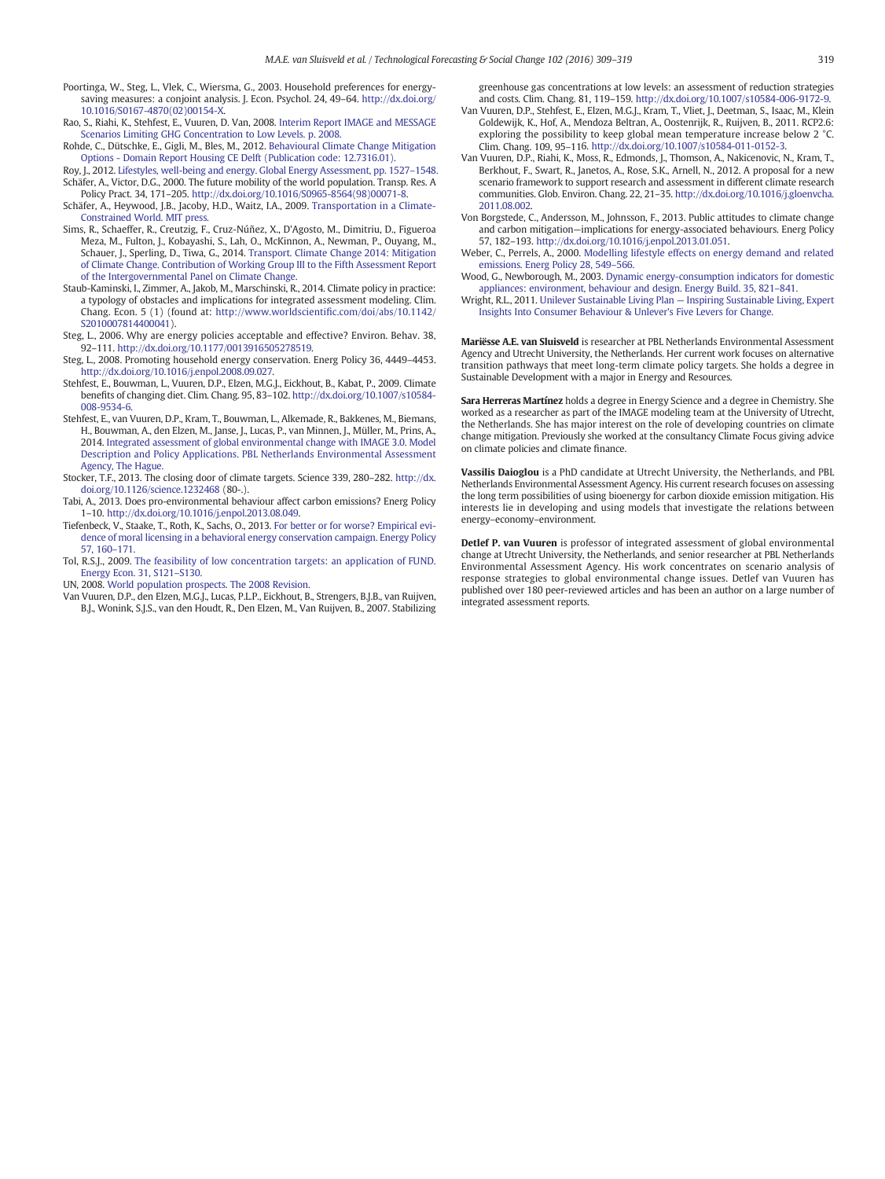Poortinga, W., Steg, L., Vlek, C., Wiersma, G., 2003. Household preferences for energy-saving measures: a conjoint analysis. J. Econ. Psychol. 24, 49–64. http://dx.doi.org/10.1016/S0167-4870(02)00154-X.

Rao, S., Riahi, K., Stehfest, E., Vuuren, D. Van, 2008. Interim Report IMAGE and MESSAGE Scenarios Limiting GHG Concentration to Low Levels. p. 2008.

Rohde, C., Dütschke, E., Gigli, M., Bles, M., 2012. Behavioural Climate Change Mitigation Options - Domain Report Housing CE Delft (Publication code: 12.7316.01).

Roy, J., 2012. Lifestyles, well-being and energy. Global Energy Assessment, pp. 1527–1548.

Schäfer, A., Victor, D.G., 2000. The future mobility of the world population. Transp. Res. A Policy Pract. 34, 171–205. http://dx.doi.org/10.1016/S0965-8564(98)00071-8.

Schäfer, A., Heywood, J.B., Jacoby, H.D., Waitz, I.A., 2009. Transportation in a Climate-Constrained World. MIT press.

Sims, R., Schaeffer, R., Creutzig, F., Cruz-Núñez, X., D'Agosto, M., Dimitriu, D., Figueroa Meza, M., Fulton, J., Kobayashi, S., Lah, O., McKinnon, A., Newman, P., Ouyang, M., Schauer, J., Sperling, D., Tiwa, G., 2014. Transport. Climate Change 2014: Mitigation of Climate Change. Contribution of Working Group III to the Fifth Assessment Report of the Intergovernmental Panel on Climate Change.

Staub-Kaminski, I., Zimmer, A., Jakob, M., Marschinski, R., 2014. Climate policy in practice: a typology of obstacles and implications for integrated assessment modeling. Clim. Chang. Econ. 5 (1) (found at: http://www.worldscientific.com/doi/abs/10.1142/S2010007814400041).

Steg, L., 2006. Why are energy policies acceptable and effective? Environ. Behav. 38, 92–111. http://dx.doi.org/10.1177/0013916505278519.

Steg, L., 2008. Promoting household energy conservation. Energ Policy 36, 4449–4453. http://dx.doi.org/10.1016/j.enpol.2008.09.027.

Stehfest, E., Bouwman, L., Vuuren, D.P., Elzen, M.G.J., Eickhout, B., Kabat, P., 2009. Climate benefits of changing diet. Clim. Chang. 95, 83–102. http://dx.doi.org/10.1007/s10584-008-9534-6.

Stehfest, E., van Vuuren, D.P., Kram, T., Bouwman, L., Alkemade, R., Bakkenes, M., Biemans, H., Bouwman, A., den Elzen, M., Janse, J., Lucas, P., van Minnen, J., Müller, M., Prins, A., 2014. Integrated assessment of global environmental change with IMAGE 3.0. Model Description and Policy Applications. PBL Netherlands Environmental Assessment Agency, The Hague.

Stocker, T.F., 2013. The closing door of climate targets. Science 339, 280–282. http://dx.doi.org/10.1126/science.1232468 (80-.).

Tabi, A., 2013. Does pro-environmental behaviour affect carbon emissions? Energ Policy 1–10. http://dx.doi.org/10.1016/j.enpol.2013.08.049.

Tiefenbeck, V., Staake, T., Roth, K., Sachs, O., 2013. For better or for worse? Empirical evidence of moral licensing in a behavioral energy conservation campaign. Energy Policy 57, 160–171.

Tol, R.S.J., 2009. The feasibility of low concentration targets: an application of FUND. Energy Econ. 31, S121–S130.

UN, 2008. World population prospects. The 2008 Revision.

Van Vuuren, D.P., den Elzen, M.G.J., Lucas, P.L.P., Eickhout, B., Strengers, B.J.B., van Ruijven, B.J., Wonink, S.J.S., van den Houdt, R., Den Elzen, M., Van Ruijven, B., 2007. Stabilizing greenhouse gas concentrations at low levels: an assessment of reduction strategies and costs. Clim. Chang. 81, 119–159. http://dx.doi.org/10.1007/s10584-006-9172-9.

Van Vuuren, D.P., Stehfest, E., Elzen, M.G.J., Kram, T., Vliet, J., Deetman, S., Isaac, M., Klein Goldewijk, K., Hof, A., Mendoza Beltran, A., Oostenrijk, R., Ruijven, B., 2011. RCP2.6: exploring the possibility to keep global mean temperature increase below 2 °C. Clim. Chang. 109, 95–116. http://dx.doi.org/10.1007/s10584-011-0152-3.

Van Vuuren, D.P., Riahi, K., Moss, R., Edmonds, J., Thomson, A., Nakicenovic, N., Kram, T., Berkhout, F., Swart, R., Janetos, A., Rose, S.K., Arnell, N., 2012. A proposal for a new scenario framework to support research and assessment in different climate research communities. Glob. Environ. Chang. 22, 21–35. http://dx.doi.org/10.1016/j.gloenvcha.2011.08.002.

Von Borgstede, C., Andersson, M., Johnsson, F., 2013. Public attitudes to climate change and carbon mitigation—implications for energy-associated behaviours. Energ Policy 57, 182–193. http://dx.doi.org/10.1016/j.enpol.2013.01.051.

Weber, C., Perrels, A., 2000. Modelling lifestyle effects on energy demand and related emissions. Energ Policy 28, 549–566.

Wood, G., Newborough, M., 2003. Dynamic energy-consumption indicators for domestic appliances: environment, behaviour and design. Energy Build. 35, 821–841.

Wright, R.L., 2011. Unilever Sustainable Living Plan — Inspiring Sustainable Living, Expert Insights Into Consumer Behaviour & Unlever's Five Levers for Change.

**Mariësse A.E. van Sluisveld** is researcher at PBL Netherlands Environmental Assessment Agency and Utrecht University, the Netherlands. Her current work focuses on alternative transition pathways that meet long-term climate policy targets. She holds a degree in Sustainable Development with a major in Energy and Resources.

**Sara Herreras Martínez** holds a degree in Energy Science and a degree in Chemistry. She worked as a researcher as part of the IMAGE modeling team at the University of Utrecht, the Netherlands. She has major interest on the role of developing countries on climate change mitigation. Previously she worked at the consultancy Climate Focus giving advice on climate policies and climate finance.

**Vassilis Daioglou** is a PhD candidate at Utrecht University, the Netherlands, and PBL Netherlands Environmental Assessment Agency. His current research focuses on assessing the long term possibilities of using bioenergy for carbon dioxide emission mitigation. His interests lie in developing and using models that investigate the relations between energy–economy–environment.

**Detlef P. van Vuuren** is professor of integrated assessment of global environmental change at Utrecht University, the Netherlands, and senior researcher at PBL Netherlands Environmental Assessment Agency. His work concentrates on scenario analysis of response strategies to global environmental change issues. Detlef van Vuuren has published over 180 peer-reviewed articles and has been an author on a large number of integrated assessment reports.